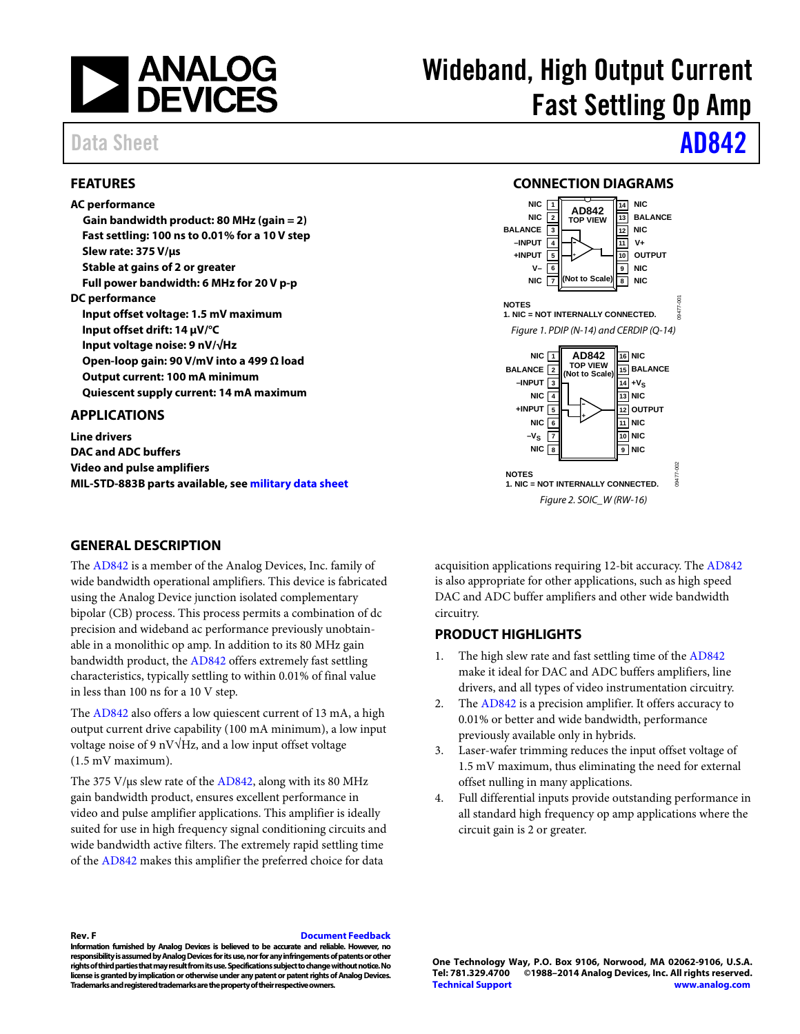# Wideband, High Output Current Fast Settling Op Amp

Data Sheet **AD842**

## FEATURES

**AC performance**

- **Gain bandwidth product: 80 MHz (gain = 2)**
- **Fast settling: 100 ns to 0.01% for a 10 V step**
- **Slew rate: 375 V/μs**
- **Stable at gains of 2 or greater**
- **Full power bandwidth: 6 MHz for 20 V p-p**

**DC performance**

- **Input offset voltage: 1.5 mV maximum**
- **Input offset drift: 14 μV/°C**
- **Input voltage noise: 9 nV/√Hz**
- **Open-loop gain: 90 V/mV into a 499 Ω load**
- **Output current: 100 mA minimum**
- **Quiescent supply current: 14 mA maximum**

## APPLICATIONS

**Line drivers**
**DAC and ADC buffers**
**Video and pulse amplifiers**
**MIL-STD-883B parts available, see military data sheet**

## CONNECTION DIAGRAMS

NOTES
1. NIC = NOT INTERNALLY CONNECTED.

*Figure 1. PDIP (N-14) and CERDIP (Q-14)*

NOTES
1. NIC = NOT INTERNALLY CONNECTED.

*Figure 2. SOIC_W (RW-16)*

## GENERAL DESCRIPTION

The AD842 is a member of the Analog Devices, Inc. family of wide bandwidth operational amplifiers. This device is fabricated using the Analog Device junction isolated complementary bipolar (CB) process. This process permits a combination of dc precision and wideband ac performance previously unobtainable in a monolithic op amp. In addition to its 80 MHz gain bandwidth product, the AD842 offers extremely fast settling characteristics, typically settling to within 0.01% of final value in less than 100 ns for a 10 V step.

The AD842 also offers a low quiescent current of 13 mA, a high output current drive capability (100 mA minimum), a low input voltage noise of 9 nV√Hz, and a low input offset voltage (1.5 mV maximum).

The 375 V/μs slew rate of the AD842, along with its 80 MHz gain bandwidth product, ensures excellent performance in video and pulse amplifier applications. This amplifier is ideally suited for use in high frequency signal conditioning circuits and wide bandwidth active filters. The extremely rapid settling time of the AD842 makes this amplifier the preferred choice for data acquisition applications requiring 12-bit accuracy. The AD842 is also appropriate for other applications, such as high speed DAC and ADC buffer amplifiers and other wide bandwidth circuitry.

## PRODUCT HIGHLIGHTS

1. The high slew rate and fast settling time of the AD842 make it ideal for DAC and ADC buffers amplifiers, line drivers, and all types of video instrumentation circuitry.
2. The AD842 is a precision amplifier. It offers accuracy to 0.01% or better and wide bandwidth, performance previously available only in hybrids.
3. Laser-wafer trimming reduces the input offset voltage of 1.5 mV maximum, thus eliminating the need for external offset nulling in many applications.
4. Full differential inputs provide outstanding performance in all standard high frequency op amp applications where the circuit gain is 2 or greater.

**Rev. F** **Document Feedback**

**Information furnished by Analog Devices is believed to be accurate and reliable. However, no responsibility is assumed by Analog Devices for its use, nor for any infringements of patents or other rights of third parties that may result from its use. Specifications subject to change without notice. No license is granted by implication or otherwise under any patent or patent rights of Analog Devices. Trademarks and registered trademarks are the property of their respective owners.**

**One Technology Way, P.O. Box 9106, Norwood, MA 02062-9106, U.S.A.**
**Tel: 781.329.4700 ©1988–2014 Analog Devices, Inc. All rights reserved.**
**Technical Support www.analog.com**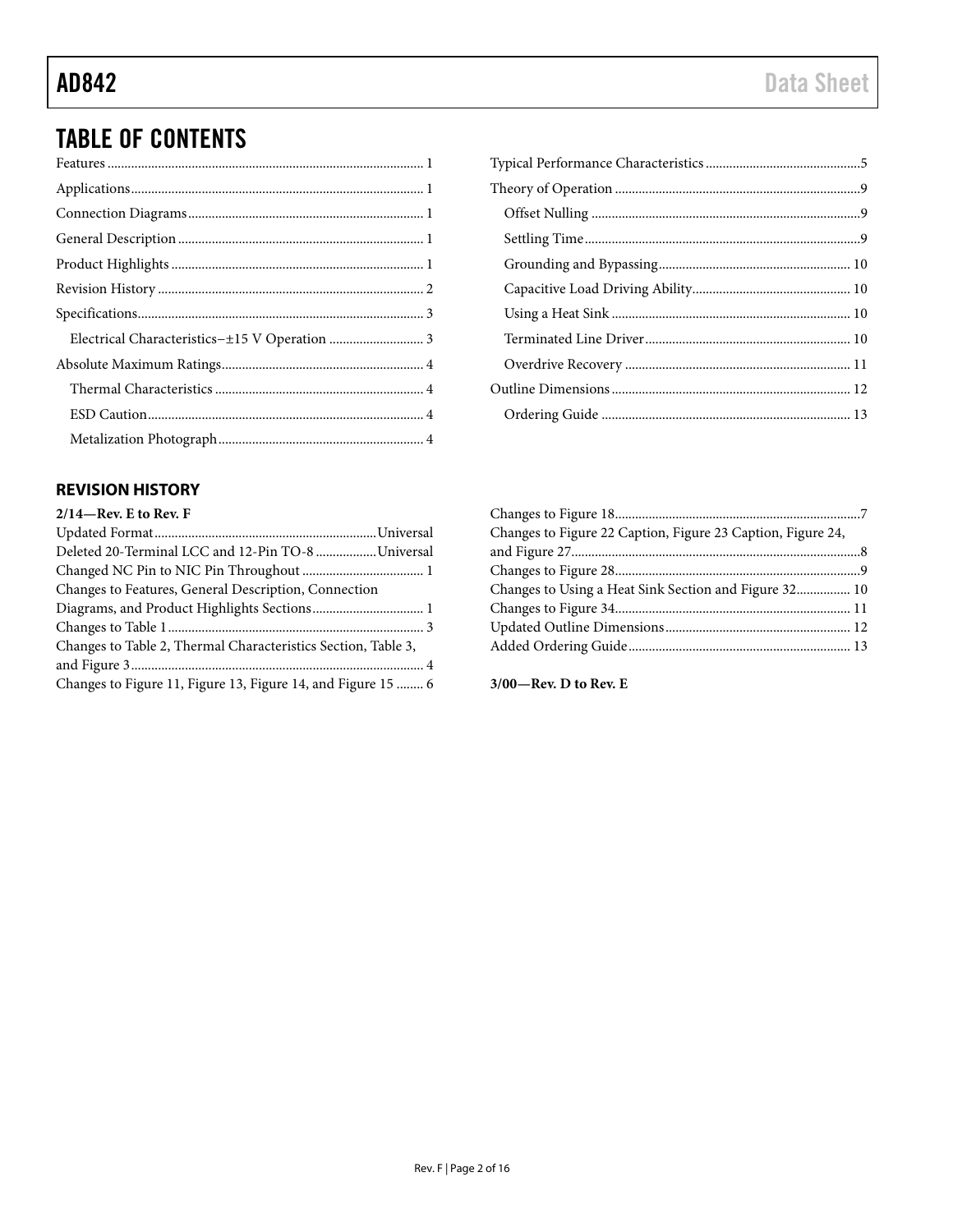## TABLE OF CONTENTS

Features ... 1
Applications ... 1
Connection Diagrams ... 1
General Description ... 1
Product Highlights ... 1
Revision History ... 2
Specifications ... 3
  Electrical Characteristics−±15 V Operation ... 3
Absolute Maximum Ratings ... 4
  Thermal Characteristics ... 4
  ESD Caution ... 4
  Metalization Photograph ... 4
Typical Performance Characteristics ... 5
Theory of Operation ... 9
  Offset Nulling ... 9
  Settling Time ... 9
  Grounding and Bypassing ... 10
  Capacitive Load Driving Ability ... 10
  Using a Heat Sink ... 10
  Terminated Line Driver ... 10
  Overdrive Recovery ... 11
Outline Dimensions ... 12
  Ordering Guide ... 13

### REVISION HISTORY

**2/14—Rev. E to Rev. F**

Updated Format ... Universal
Deleted 20-Terminal LCC and 12-Pin TO-8 ... Universal
Changed NC Pin to NIC Pin Throughout ... 1
Changes to Features, General Description, Connection Diagrams, and Product Highlights Sections ... 1
Changes to Table 1 ... 3
Changes to Table 2, Thermal Characteristics Section, Table 3, and Figure 3 ... 4
Changes to Figure 11, Figure 13, Figure 14, and Figure 15 ... 6
Changes to Figure 18 ... 7
Changes to Figure 22 Caption, Figure 23 Caption, Figure 24, and Figure 27 ... 8
Changes to Figure 28 ... 9
Changes to Using a Heat Sink Section and Figure 32 ... 10
Changes to Figure 34 ... 11
Updated Outline Dimensions ... 12
Added Ordering Guide ... 13

**3/00—Rev. D to Rev. E**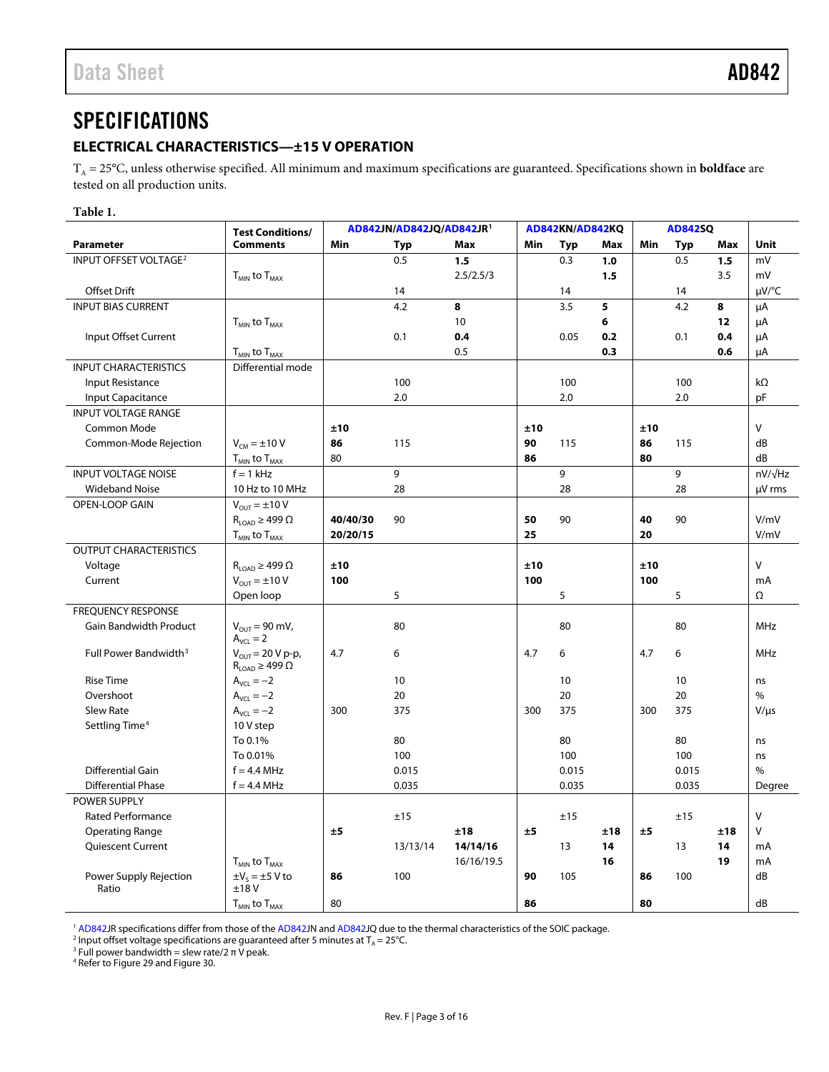# SPECIFICATIONS

## ELECTRICAL CHARACTERISTICS—±15 V OPERATION

$T_A$ = 25°C, unless otherwise specified. All minimum and maximum specifications are guaranteed. Specifications shown in **boldface** are tested on all production units.

**Table 1.**

| Parameter | Test Conditions/ Comments | AD842JN/AD842JQ/AD842JR[1] | | | AD842KN/AD842KQ | | | AD842SQ | | | Unit |
|---|---|---|---|---|---|---|---|---|---|---|---|
| | | Min | Typ | Max | Min | Typ | Max | Min | Typ | Max | |
| INPUT OFFSET VOLTAGE[2] | | | 0.5 | **1.5** | | 0.3 | **1.0** | | 0.5 | **1.5** | mV |
| | $T_{MIN}$ to $T_{MAX}$ | | | 2.5/2.5/3 | | | **1.5** | | | 3.5 | mV |
| Offset Drift | | | 14 | | | 14 | | | 14 | | μV/°C |
| INPUT BIAS CURRENT | | | 4.2 | **8** | | 3.5 | **5** | | 4.2 | **8** | μA |
| | $T_{MIN}$ to $T_{MAX}$ | | | 10 | | | **6** | | | **12** | μA |
| Input Offset Current | | | 0.1 | **0.4** | | 0.05 | **0.2** | | 0.1 | **0.4** | μA |
| | $T_{MIN}$ to $T_{MAX}$ | | | 0.5 | | | **0.3** | | | **0.6** | μA |
| INPUT CHARACTERISTICS | Differential mode | | | | | | | | | | |
| Input Resistance | | | 100 | | | 100 | | | 100 | | kΩ |
| Input Capacitance | | | 2.0 | | | 2.0 | | | 2.0 | | pF |
| INPUT VOLTAGE RANGE | | | | | | | | | | | |
| Common Mode | | **±10** | | | **±10** | | | **±10** | | | V |
| Common-Mode Rejection | $V_{CM}$ = ±10 V | **86** | 115 | | **90** | 115 | | **86** | 115 | | dB |
| | $T_{MIN}$ to $T_{MAX}$ | 80 | | | **86** | | | **80** | | | dB |
| INPUT VOLTAGE NOISE | f = 1 kHz | | 9 | | | 9 | | | 9 | | nV/√Hz |
| Wideband Noise | 10 Hz to 10 MHz | | 28 | | | 28 | | | 28 | | μV rms |
| OPEN-LOOP GAIN | $V_{OUT}$ = ±10 V | | | | | | | | | | |
| | $R_{LOAD}$ ≥ 499 Ω | **40/40/30** | 90 | | **50** | 90 | | **40** | 90 | | V/mV |
| | $T_{MIN}$ to $T_{MAX}$ | **20/20/15** | | | **25** | | | **20** | | | V/mV |
| OUTPUT CHARACTERISTICS | | | | | | | | | | | |
| Voltage | $R_{LOAD}$ ≥ 499 Ω | **±10** | | | **±10** | | | **±10** | | | V |
| Current | $V_{OUT}$ = ±10 V | **100** | | | **100** | | | **100** | | | mA |
| | Open loop | | 5 | | | 5 | | | 5 | | Ω |
| FREQUENCY RESPONSE | | | | | | | | | | | |
| Gain Bandwidth Product | $V_{OUT}$ = 90 mV, $A_{VCL}$ = 2 | | 80 | | | 80 | | | 80 | | MHz |
| Full Power Bandwidth[3] | $V_{OUT}$ = 20 V p-p, $R_{LOAD}$ ≥ 499 Ω | 4.7 | 6 | | 4.7 | 6 | | 4.7 | 6 | | MHz |
| Rise Time | $A_{VCL}$ = −2 | | 10 | | | 10 | | | 10 | | ns |
| Overshoot | $A_{VCL}$ = −2 | | 20 | | | 20 | | | 20 | | % |
| Slew Rate | $A_{VCL}$ = −2 | 300 | 375 | | 300 | 375 | | 300 | 375 | | V/μs |
| Settling Time[4] | 10 V step | | | | | | | | | | |
| | To 0.1% | | 80 | | | 80 | | | 80 | | ns |
| | To 0.01% | | 100 | | | 100 | | | 100 | | ns |
| Differential Gain | f = 4.4 MHz | | 0.015 | | | 0.015 | | | 0.015 | | % |
| Differential Phase | f = 4.4 MHz | | 0.035 | | | 0.035 | | | 0.035 | | Degree |
| POWER SUPPLY | | | | | | | | | | | |
| Rated Performance | | | ±15 | | | ±15 | | | ±15 | | V |
| Operating Range | | **±5** | | **±18** | **±5** | | **±18** | **±5** | | **±18** | V |
| Quiescent Current | | | 13/13/14 | **14/14/16** | | 13 | **14** | | 13 | **14** | mA |
| | $T_{MIN}$ to $T_{MAX}$ | | | 16/16/19.5 | | | **16** | | | **19** | mA |
| Power Supply Rejection Ratio | $\pm V_S$ = ±5 V to ±18 V | **86** | 100 | | **90** | 105 | | **86** | 100 | | dB |
| | $T_{MIN}$ to $T_{MAX}$ | 80 | | | **86** | | | **80** | | | dB |

[1] AD842JR specifications differ from those of the AD842JN and AD842JQ due to the thermal characteristics of the SOIC package.
[2] Input offset voltage specifications are guaranteed after 5 minutes at $T_A$ = 25°C.
[3] Full power bandwidth = slew rate/2 π V peak.
[4] Refer to Figure 29 and Figure 30.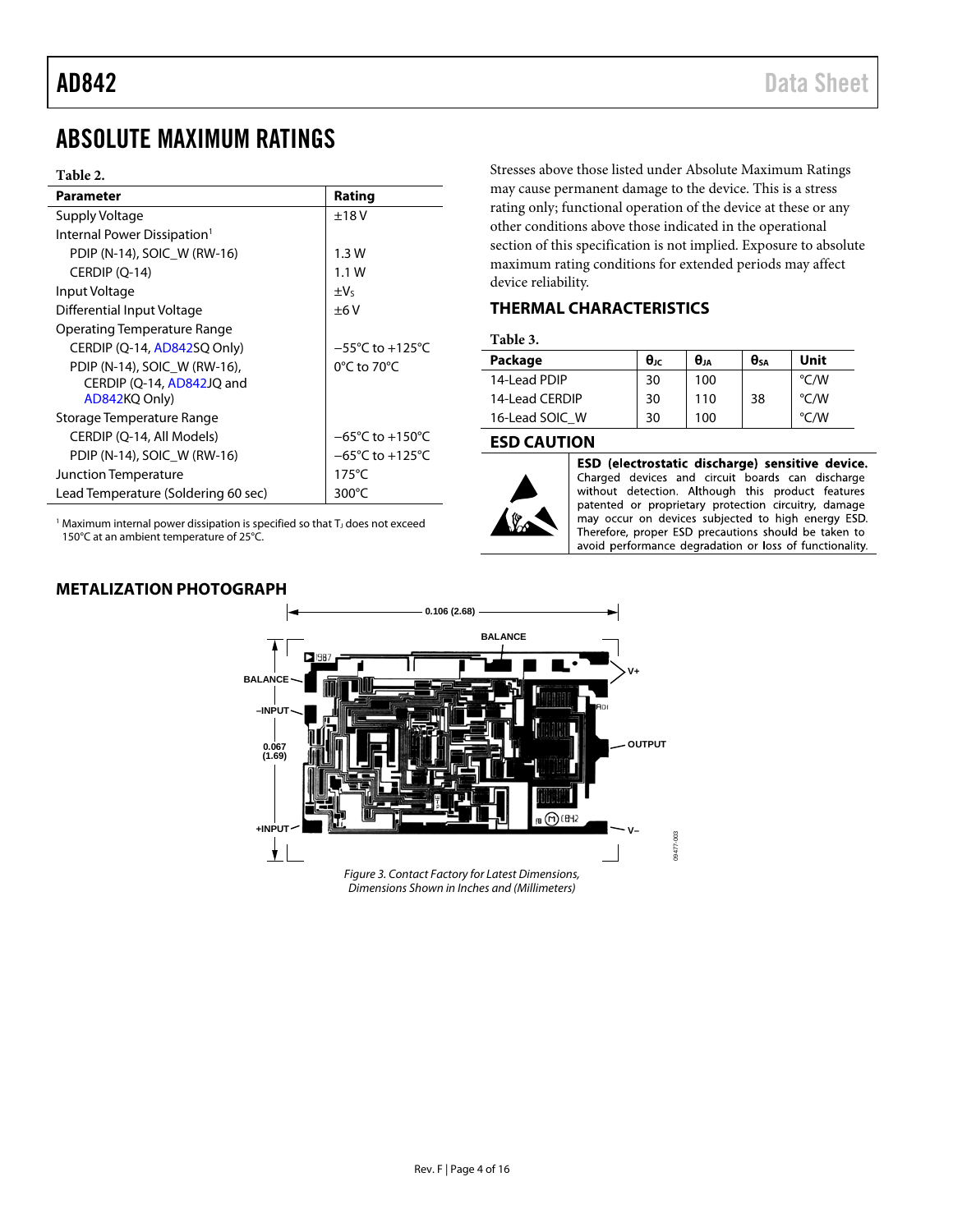# ABSOLUTE MAXIMUM RATINGS

**Table 2.**

| Parameter | Rating |
|---|---|
| Supply Voltage | ±18 V |
| Internal Power Dissipation[1] | |
| PDIP (N-14), SOIC_W (RW-16) | 1.3 W |
| CERDIP (Q-14) | 1.1 W |
| Input Voltage | $\pm V_S$ |
| Differential Input Voltage | ±6 V |
| Operating Temperature Range | |
| CERDIP (Q-14, AD842SQ Only) | −55°C to +125°C |
| PDIP (N-14), SOIC_W (RW-16), CERDIP (Q-14, AD842JQ and AD842KQ Only) | 0°C to 70°C |
| Storage Temperature Range | |
| CERDIP (Q-14, All Models) | −65°C to +150°C |
| PDIP (N-14), SOIC_W (RW-16) | −65°C to +125°C |
| Junction Temperature | 175°C |
| Lead Temperature (Soldering 60 sec) | 300°C |

[1] Maximum internal power dissipation is specified so that $T_J$ does not exceed 150°C at an ambient temperature of 25°C.

Stresses above those listed under Absolute Maximum Ratings may cause permanent damage to the device. This is a stress rating only; functional operation of the device at these or any other conditions above those indicated in the operational section of this specification is not implied. Exposure to absolute maximum rating conditions for extended periods may affect device reliability.

## THERMAL CHARACTERISTICS

**Table 3.**

| Package | $\theta_{JC}$ | $\theta_{JA}$ | $\theta_{SA}$ | Unit |
|---|---|---|---|---|
| 14-Lead PDIP | 30 | 100 | | °C/W |
| 14-Lead CERDIP | 30 | 110 | 38 | °C/W |
| 16-Lead SOIC_W | 30 | 100 | | °C/W |

## ESD CAUTION

**ESD (electrostatic discharge) sensitive device.** Charged devices and circuit boards can discharge without detection. Although this product features patented or proprietary protection circuitry, damage may occur on devices subjected to high energy ESD. Therefore, proper ESD precautions should be taken to avoid performance degradation or loss of functionality.

## METALIZATION PHOTOGRAPH

*Figure 3. Contact Factory for Latest Dimensions, Dimensions Shown in Inches and (Millimeters)*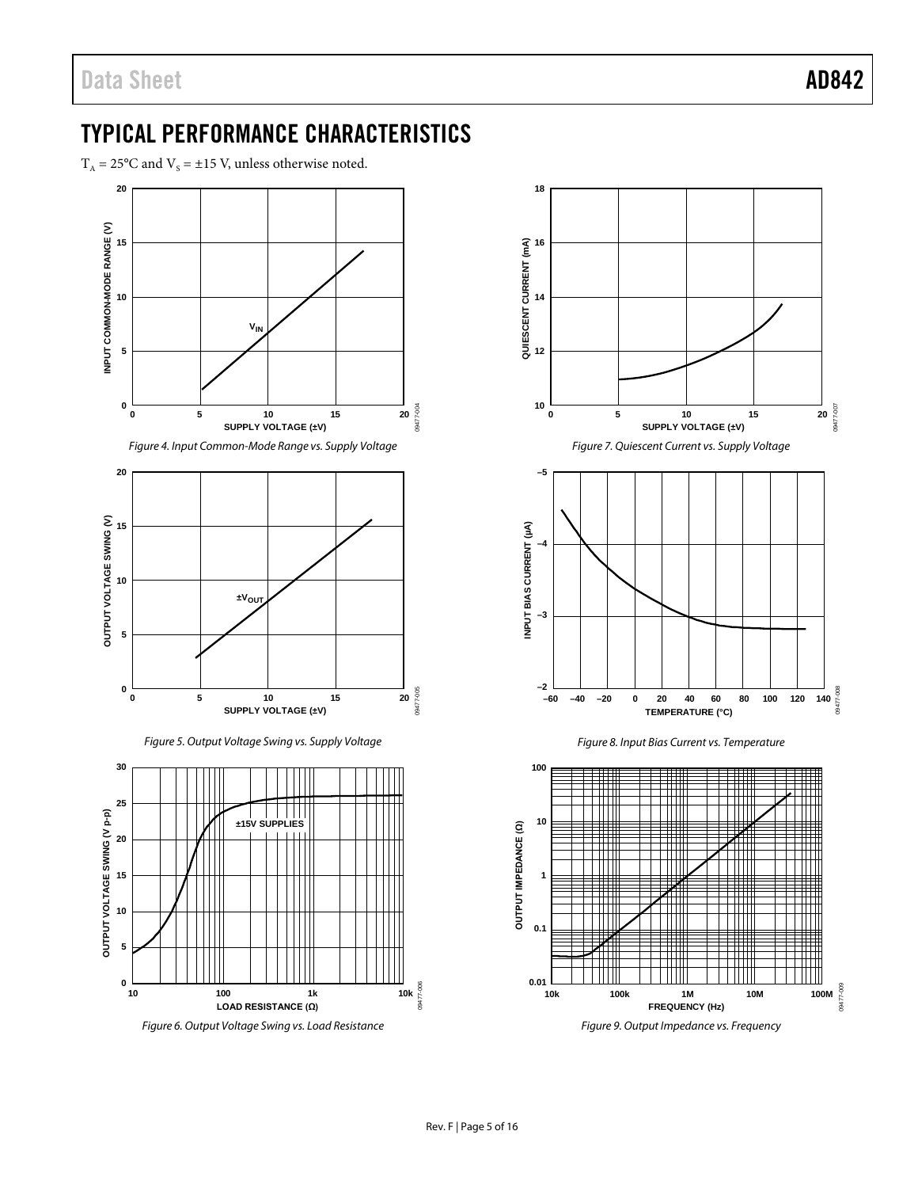# TYPICAL PERFORMANCE CHARACTERISTICS

$T_A = 25°C$ and $V_S = ±15$ V, unless otherwise noted.

*Figure 4. Input Common-Mode Range vs. Supply Voltage*

*Figure 5. Output Voltage Swing vs. Supply Voltage*

*Figure 6. Output Voltage Swing vs. Load Resistance*

*Figure 7. Quiescent Current vs. Supply Voltage*

*Figure 8. Input Bias Current vs. Temperature*

*Figure 9. Output Impedance vs. Frequency*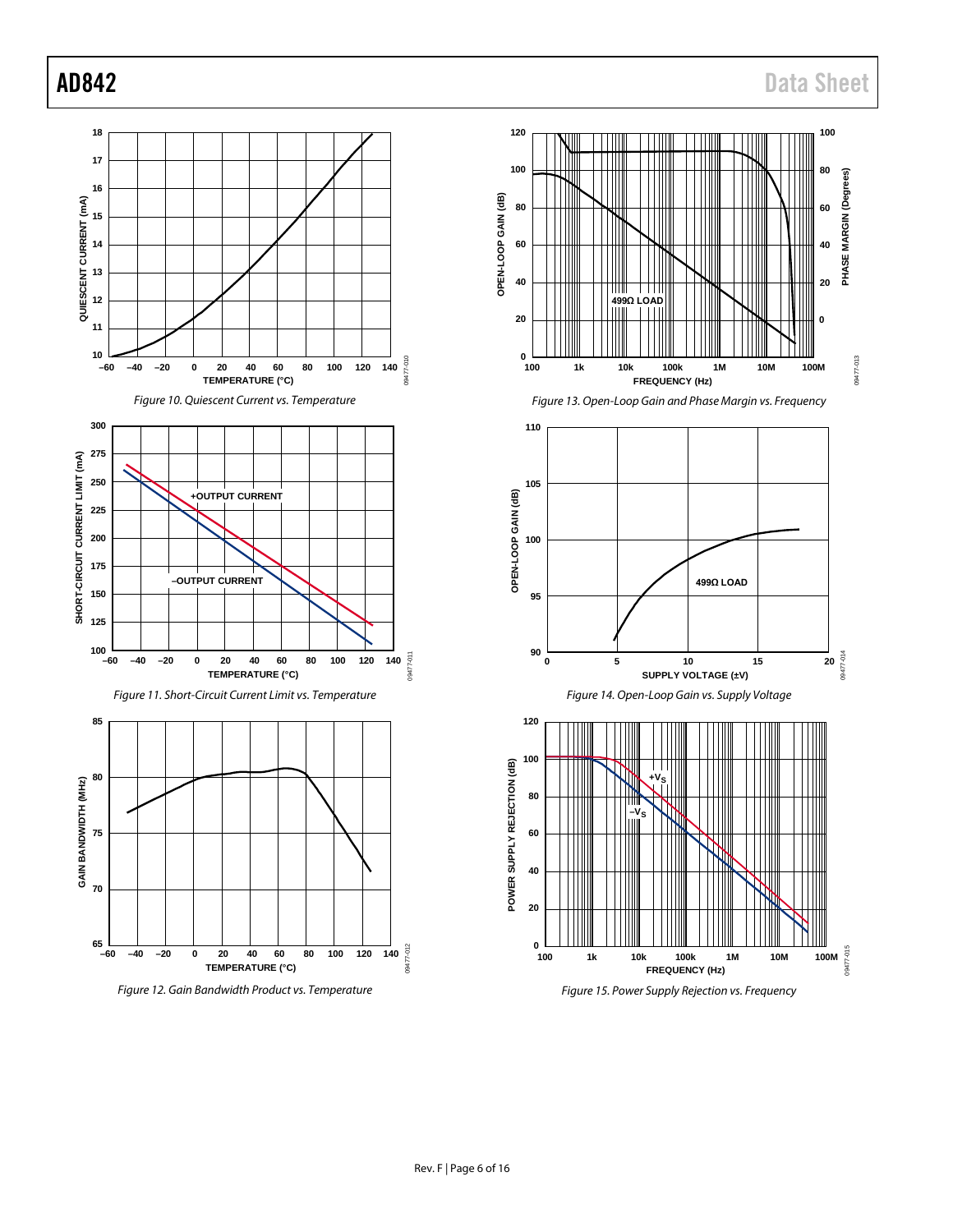Figure 10. Quiescent Current vs. Temperature

Figure 11. Short-Circuit Current Limit vs. Temperature

Figure 12. Gain Bandwidth Product vs. Temperature

Figure 13. Open-Loop Gain and Phase Margin vs. Frequency

Figure 14. Open-Loop Gain vs. Supply Voltage

Figure 15. Power Supply Rejection vs. Frequency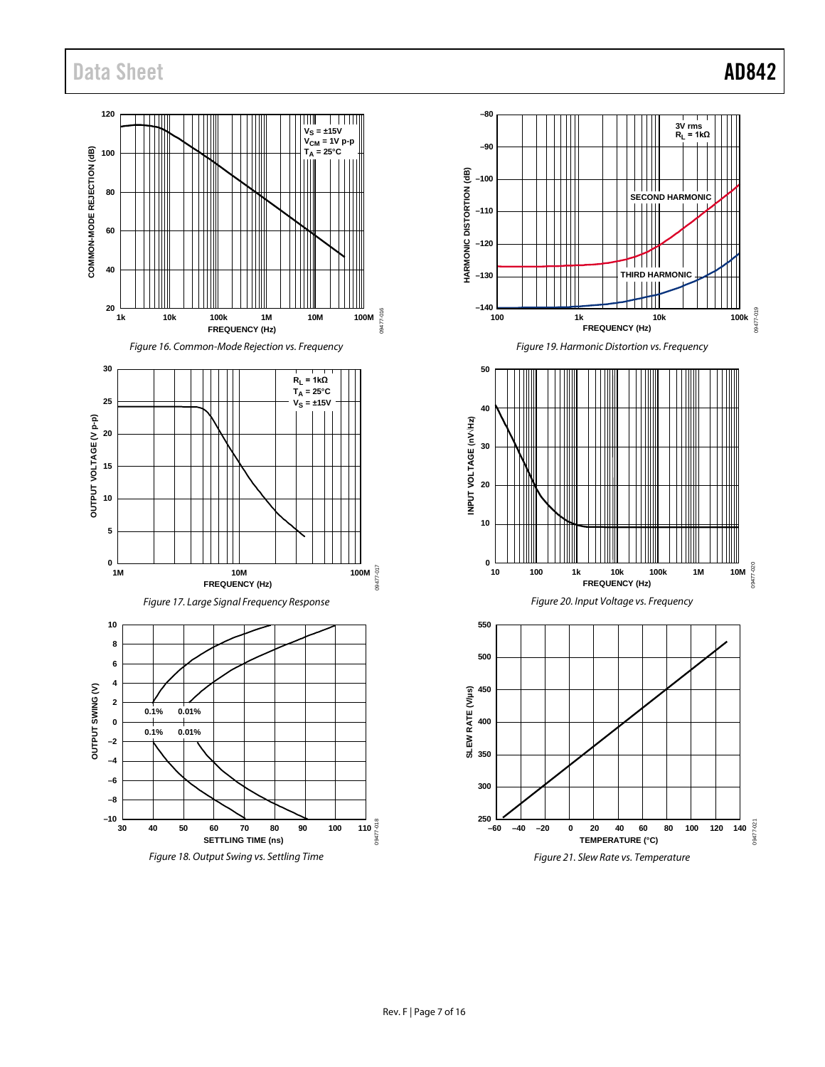Figure 16. Common-Mode Rejection vs. Frequency

Figure 17. Large Signal Frequency Response

Figure 18. Output Swing vs. Settling Time

Figure 19. Harmonic Distortion vs. Frequency

Figure 20. Input Voltage vs. Frequency

Figure 21. Slew Rate vs. Temperature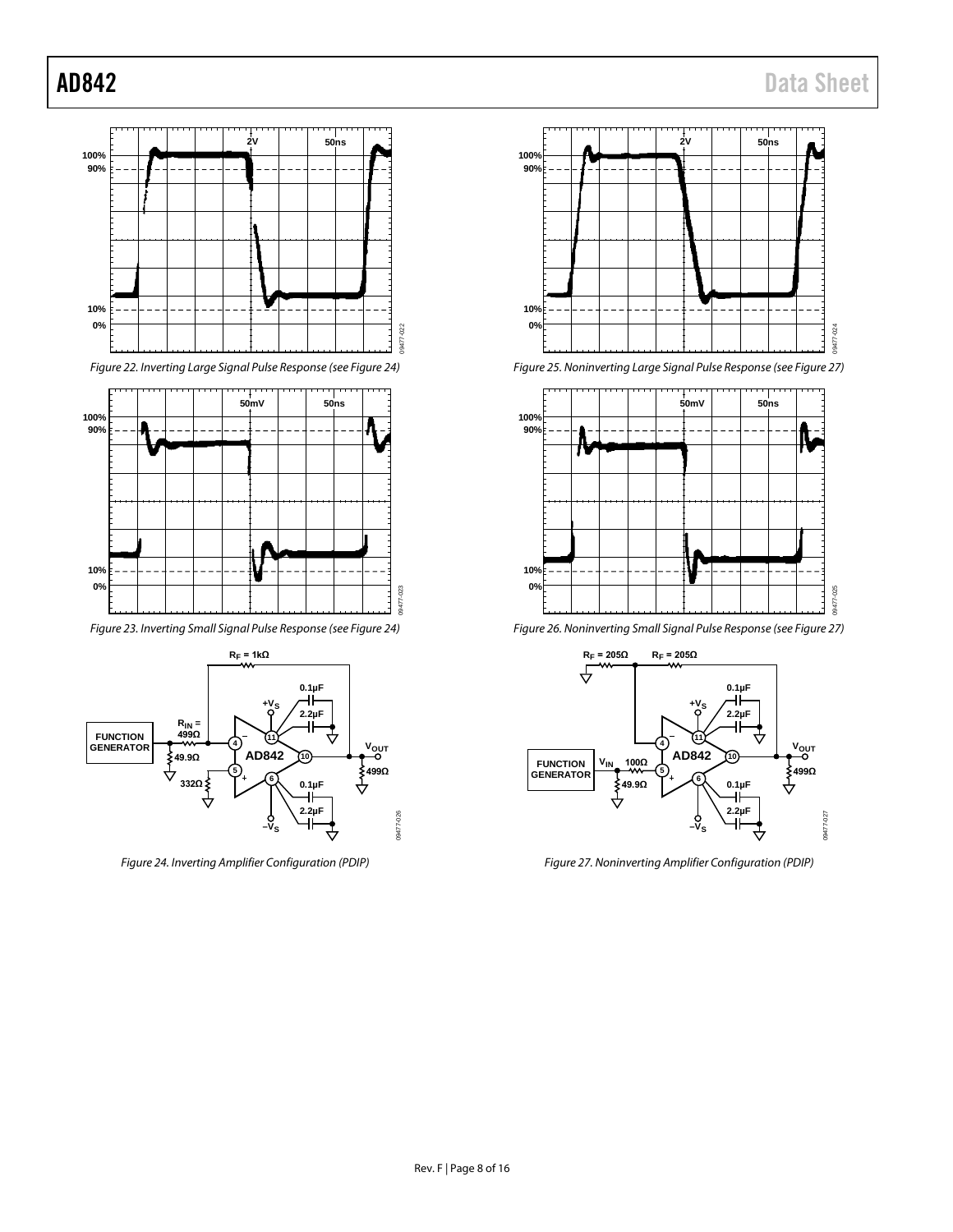Figure 22. Inverting Large Signal Pulse Response (see Figure 24)

Figure 23. Inverting Small Signal Pulse Response (see Figure 24)

Figure 24. Inverting Amplifier Configuration (PDIP)

Figure 25. Noninverting Large Signal Pulse Response (see Figure 27)

Figure 26. Noninverting Small Signal Pulse Response (see Figure 27)

Figure 27. Noninverting Amplifier Configuration (PDIP)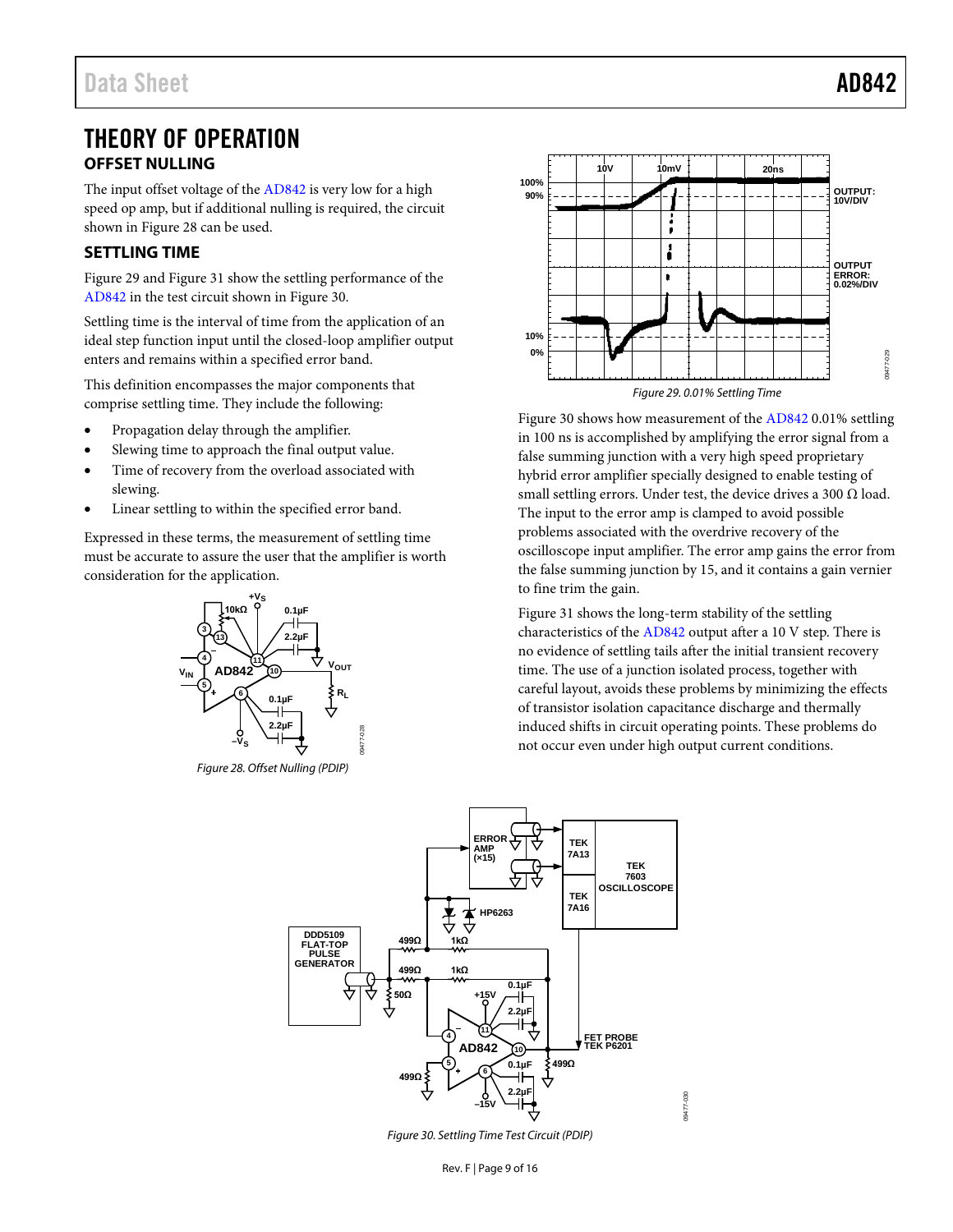# THEORY OF OPERATION

## OFFSET NULLING

The input offset voltage of the AD842 is very low for a high speed op amp, but if additional nulling is required, the circuit shown in Figure 28 can be used.

## SETTLING TIME

Figure 29 and Figure 31 show the settling performance of the AD842 in the test circuit shown in Figure 30.

Settling time is the interval of time from the application of an ideal step function input until the closed-loop amplifier output enters and remains within a specified error band.

This definition encompasses the major components that comprise settling time. They include the following:

- Propagation delay through the amplifier.
- Slewing time to approach the final output value.
- Time of recovery from the overload associated with slewing.
- Linear settling to within the specified error band.

Expressed in these terms, the measurement of settling time must be accurate to assure the user that the amplifier is worth consideration for the application.

*Figure 28. Offset Nulling (PDIP)*

*Figure 29. 0.01% Settling Time*

Figure 30 shows how measurement of the AD842 0.01% settling in 100 ns is accomplished by amplifying the error signal from a false summing junction with a very high speed proprietary hybrid error amplifier specially designed to enable testing of small settling errors. Under test, the device drives a 300 Ω load. The input to the error amp is clamped to avoid possible problems associated with the overdrive recovery of the oscilloscope input amplifier. The error amp gains the error from the false summing junction by 15, and it contains a gain vernier to fine trim the gain.

Figure 31 shows the long-term stability of the settling characteristics of the AD842 output after a 10 V step. There is no evidence of settling tails after the initial transient recovery time. The use of a junction isolated process, together with careful layout, avoids these problems by minimizing the effects of transistor isolation capacitance discharge and thermally induced shifts in circuit operating points. These problems do not occur even under high output current conditions.

*Figure 30. Settling Time Test Circuit (PDIP)*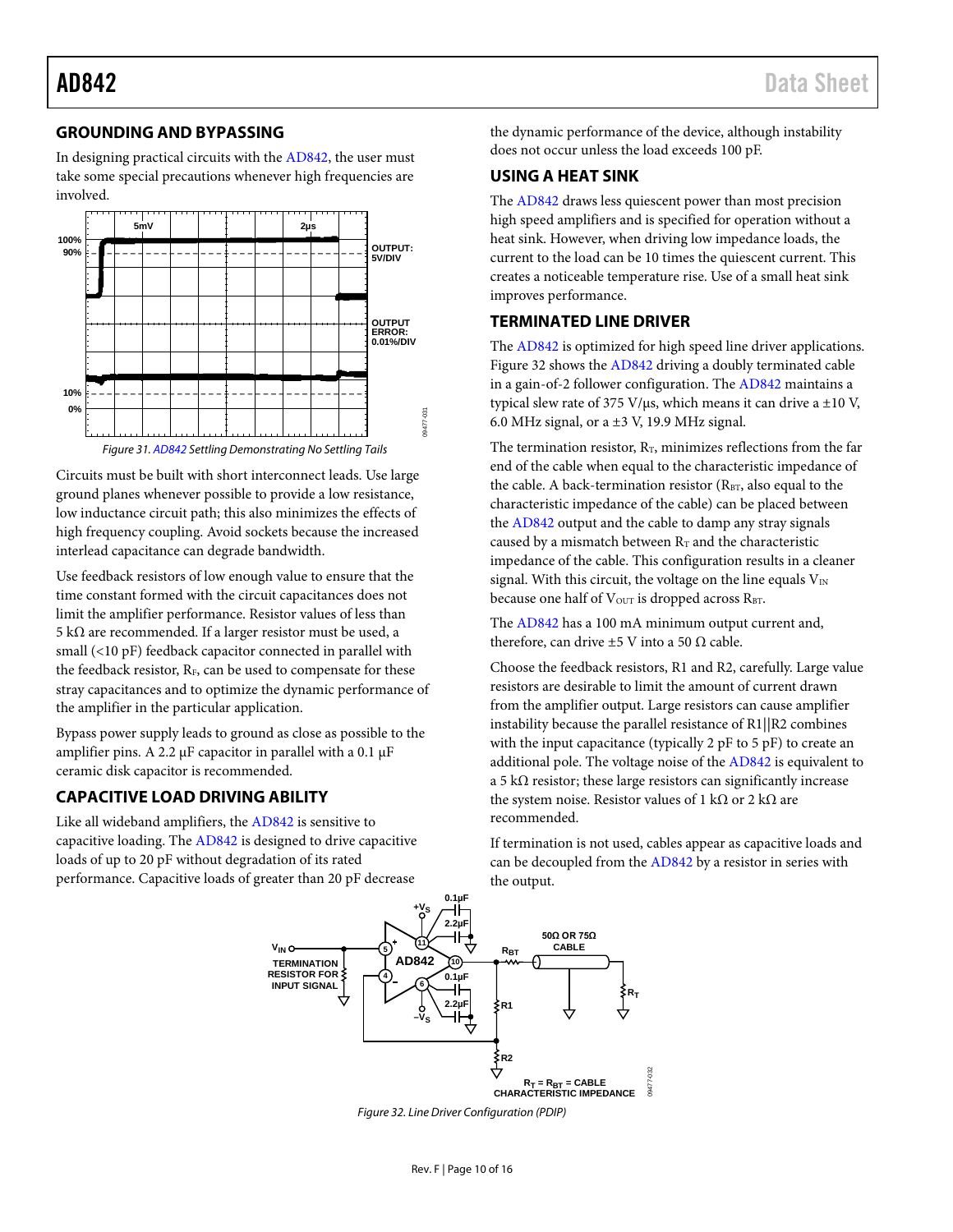## GROUNDING AND BYPASSING

In designing practical circuits with the AD842, the user must take some special precautions whenever high frequencies are involved.

Figure 31. AD842 Settling Demonstrating No Settling Tails

Circuits must be built with short interconnect leads. Use large ground planes whenever possible to provide a low resistance, low inductance circuit path; this also minimizes the effects of high frequency coupling. Avoid sockets because the increased interlead capacitance can degrade bandwidth.

Use feedback resistors of low enough value to ensure that the time constant formed with the circuit capacitances does not limit the amplifier performance. Resistor values of less than 5 kΩ are recommended. If a larger resistor must be used, a small (<10 pF) feedback capacitor connected in parallel with the feedback resistor, $R_F$, can be used to compensate for these stray capacitances and to optimize the dynamic performance of the amplifier in the particular application.

Bypass power supply leads to ground as close as possible to the amplifier pins. A 2.2 µF capacitor in parallel with a 0.1 µF ceramic disk capacitor is recommended.

## CAPACITIVE LOAD DRIVING ABILITY

Like all wideband amplifiers, the AD842 is sensitive to capacitive loading. The AD842 is designed to drive capacitive loads of up to 20 pF without degradation of its rated performance. Capacitive loads of greater than 20 pF decrease the dynamic performance of the device, although instability does not occur unless the load exceeds 100 pF.

## USING A HEAT SINK

The AD842 draws less quiescent power than most precision high speed amplifiers and is specified for operation without a heat sink. However, when driving low impedance loads, the current to the load can be 10 times the quiescent current. This creates a noticeable temperature rise. Use of a small heat sink improves performance.

## TERMINATED LINE DRIVER

The AD842 is optimized for high speed line driver applications. Figure 32 shows the AD842 driving a doubly terminated cable in a gain-of-2 follower configuration. The AD842 maintains a typical slew rate of 375 V/µs, which means it can drive a ±10 V, 6.0 MHz signal, or a ±3 V, 19.9 MHz signal.

The termination resistor, $R_T$, minimizes reflections from the far end of the cable when equal to the characteristic impedance of the cable. A back-termination resistor ($R_{BT}$, also equal to the characteristic impedance of the cable) can be placed between the AD842 output and the cable to damp any stray signals caused by a mismatch between $R_T$ and the characteristic impedance of the cable. This configuration results in a cleaner signal. With this circuit, the voltage on the line equals $V_{IN}$ because one half of $V_{OUT}$ is dropped across $R_{BT}$.

The AD842 has a 100 mA minimum output current and, therefore, can drive ±5 V into a 50 Ω cable.

Choose the feedback resistors, R1 and R2, carefully. Large value resistors are desirable to limit the amount of current drawn from the amplifier output. Large resistors can cause amplifier instability because the parallel resistance of R1||R2 combines with the input capacitance (typically 2 pF to 5 pF) to create an additional pole. The voltage noise of the AD842 is equivalent to a 5 kΩ resistor; these large resistors can significantly increase the system noise. Resistor values of 1 kΩ or 2 kΩ are recommended.

If termination is not used, cables appear as capacitive loads and can be decoupled from the AD842 by a resistor in series with the output.

Figure 32. Line Driver Configuration (PDIP)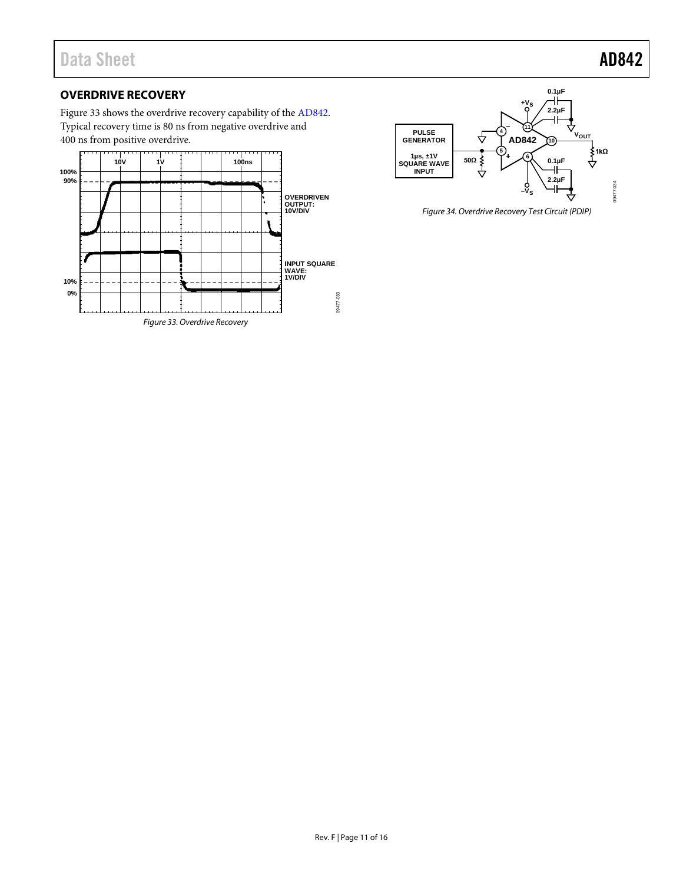## OVERDRIVE RECOVERY

Figure 33 shows the overdrive recovery capability of the AD842. Typical recovery time is 80 ns from negative overdrive and 400 ns from positive overdrive.

Figure 33. Overdrive Recovery

Figure 34. Overdrive Recovery Test Circuit (PDIP)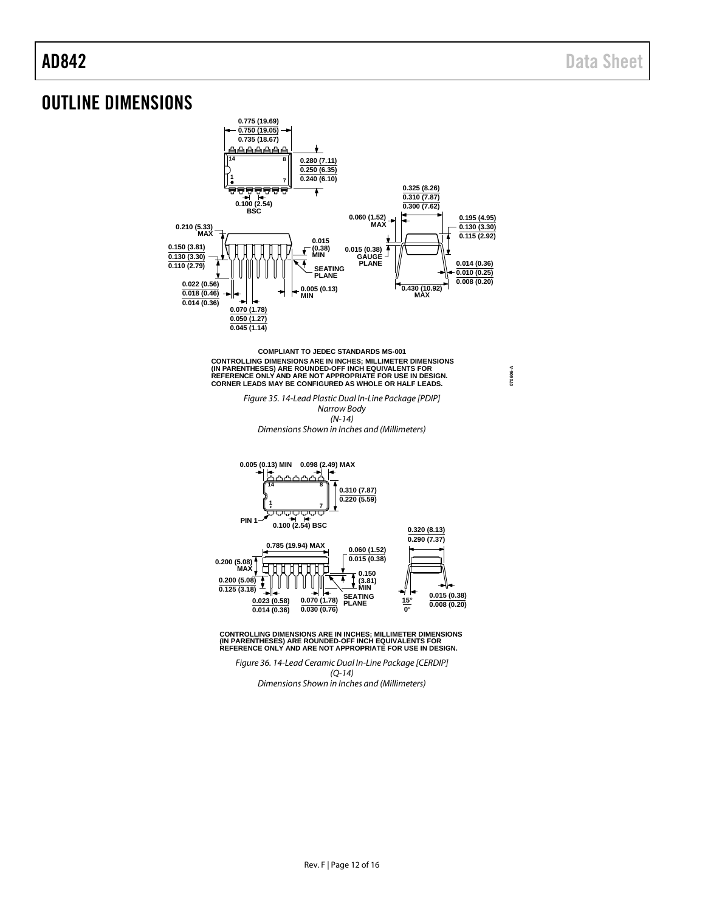# OUTLINE DIMENSIONS

COMPLIANT TO JEDEC STANDARDS MS-001

CONTROLLING DIMENSIONS ARE IN INCHES; MILLIMETER DIMENSIONS (IN PARENTHESES) ARE ROUNDED-OFF INCH EQUIVALENTS FOR REFERENCE ONLY AND ARE NOT APPROPRIATE FOR USE IN DESIGN. CORNER LEADS MAY BE CONFIGURED AS WHOLE OR HALF LEADS.

*Figure 35. 14-Lead Plastic Dual In-Line Package [PDIP] Narrow Body (N-14) Dimensions Shown in Inches and (Millimeters)*

CONTROLLING DIMENSIONS ARE IN INCHES; MILLIMETER DIMENSIONS (IN PARENTHESES) ARE ROUNDED-OFF INCH EQUIVALENTS FOR REFERENCE ONLY AND ARE NOT APPROPRIATE FOR USE IN DESIGN.

*Figure 36. 14-Lead Ceramic Dual In-Line Package [CERDIP] (Q-14) Dimensions Shown in Inches and (Millimeters)*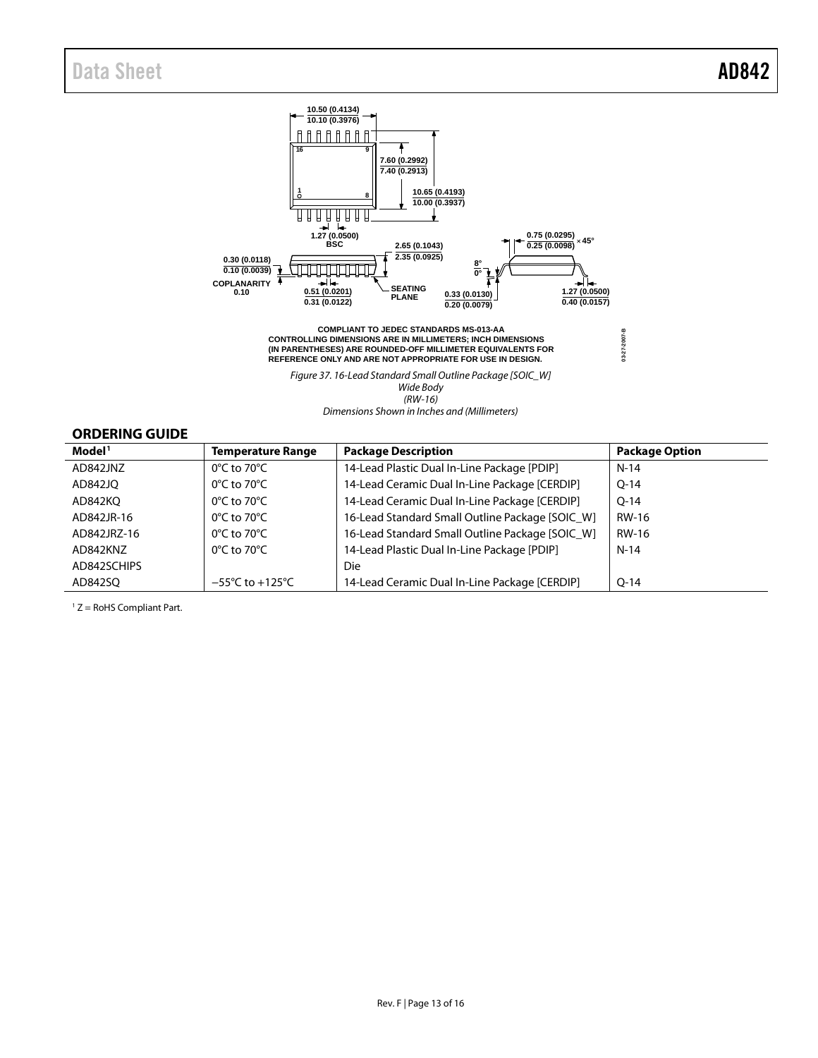COMPLIANT TO JEDEC STANDARDS MS-013-AA
CONTROLLING DIMENSIONS ARE IN MILLIMETERS; INCH DIMENSIONS (IN PARENTHESES) ARE ROUNDED-OFF MILLIMETER EQUIVALENTS FOR REFERENCE ONLY AND ARE NOT APPROPRIATE FOR USE IN DESIGN.

*Figure 37. 16-Lead Standard Small Outline Package [SOIC_W] Wide Body (RW-16) Dimensions Shown in Inches and (Millimeters)*

## ORDERING GUIDE

| Model[1] | Temperature Range | Package Description | Package Option |
|---|---|---|---|
| AD842JNZ | 0°C to 70°C | 14-Lead Plastic Dual In-Line Package [PDIP] | N-14 |
| AD842JQ | 0°C to 70°C | 14-Lead Ceramic Dual In-Line Package [CERDIP] | Q-14 |
| AD842KQ | 0°C to 70°C | 14-Lead Ceramic Dual In-Line Package [CERDIP] | Q-14 |
| AD842JR-16 | 0°C to 70°C | 16-Lead Standard Small Outline Package [SOIC_W] | RW-16 |
| AD842JRZ-16 | 0°C to 70°C | 16-Lead Standard Small Outline Package [SOIC_W] | RW-16 |
| AD842KNZ | 0°C to 70°C | 14-Lead Plastic Dual In-Line Package [PDIP] | N-14 |
| AD842SCHIPS | | Die | |
| AD842SQ | −55°C to +125°C | 14-Lead Ceramic Dual In-Line Package [CERDIP] | Q-14 |

[1] Z = RoHS Compliant Part.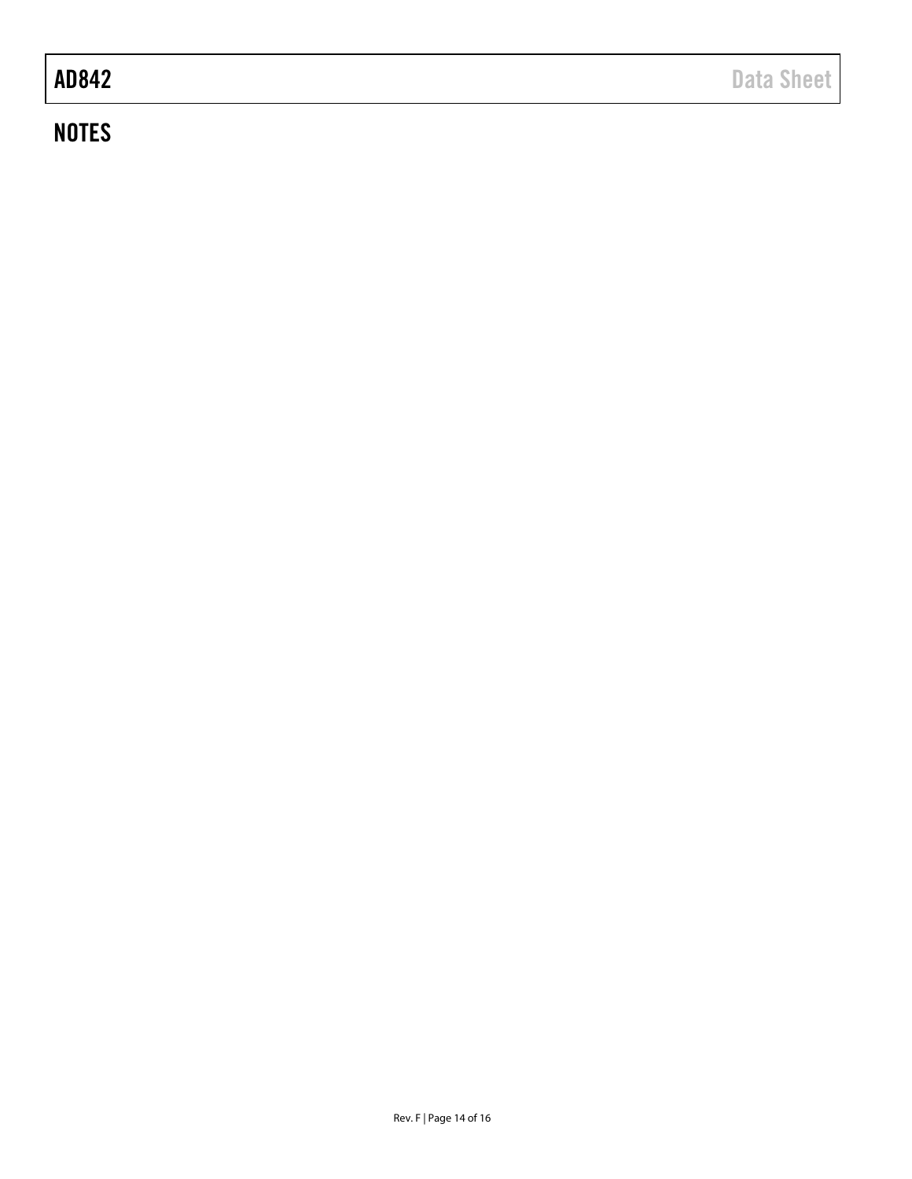## NOTES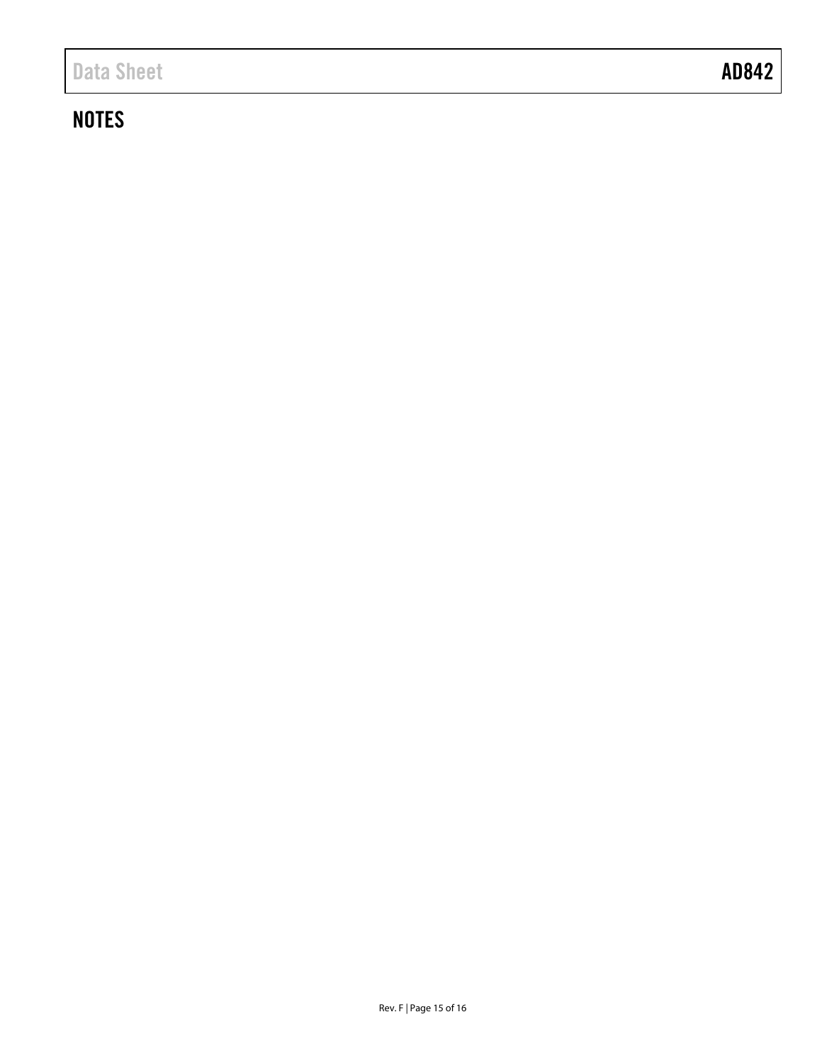## NOTES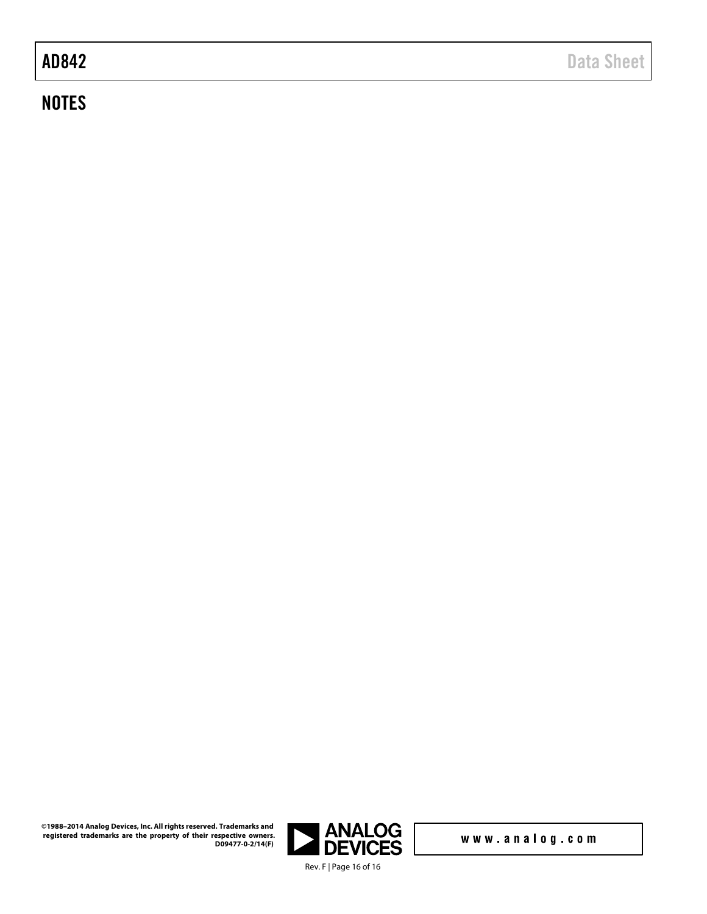## NOTES

©1988–2014 Analog Devices, Inc. All rights reserved. Trademarks and registered trademarks are the property of their respective owners.
D09477-0-2/14(F)

www.analog.com